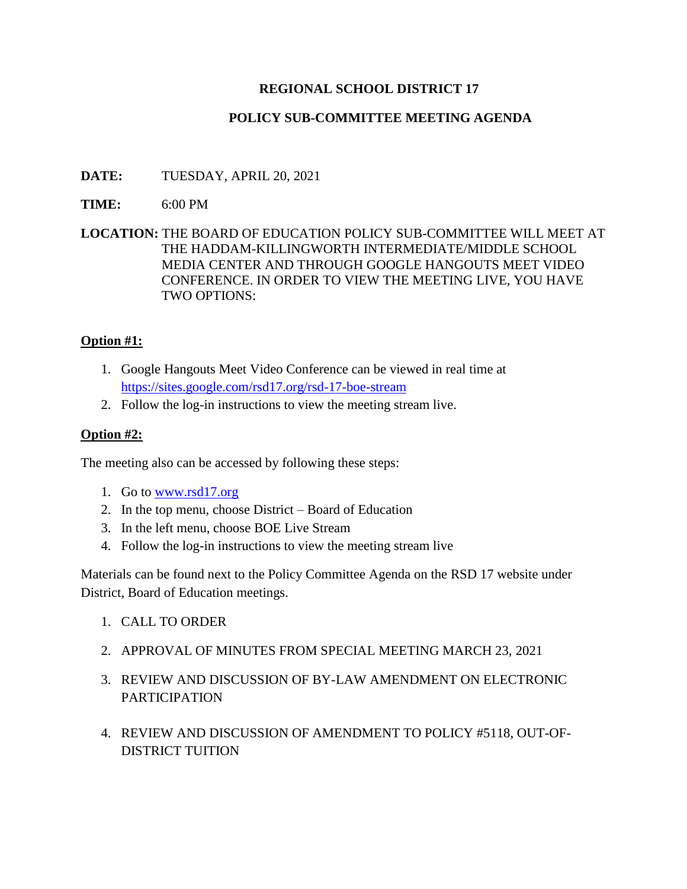# REGIONAL SCHOOL DISTRICT 17

## POLICY SUB-COMMITTEE MEETING AGENDA

**DATE:** TUESDAY, APRIL 20, 2021

**TIME:** 6:00 PM

**LOCATION:** THE BOARD OF EDUCATION POLICY SUB-COMMITTEE WILL MEET AT THE HADDAM-KILLINGWORTH INTERMEDIATE/MIDDLE SCHOOL MEDIA CENTER AND THROUGH GOOGLE HANGOUTS MEET VIDEO CONFERENCE. IN ORDER TO VIEW THE MEETING LIVE, YOU HAVE TWO OPTIONS:

**Option #1:**

1. Google Hangouts Meet Video Conference can be viewed in real time at https://sites.google.com/rsd17.org/rsd-17-boe-stream
2. Follow the log-in instructions to view the meeting stream live.

**Option #2:**

The meeting also can be accessed by following these steps:

1. Go to www.rsd17.org
2. In the top menu, choose District – Board of Education
3. In the left menu, choose BOE Live Stream
4. Follow the log-in instructions to view the meeting stream live

Materials can be found next to the Policy Committee Agenda on the RSD 17 website under District, Board of Education meetings.

1. CALL TO ORDER
2. APPROVAL OF MINUTES FROM SPECIAL MEETING MARCH 23, 2021
3. REVIEW AND DISCUSSION OF BY-LAW AMENDMENT ON ELECTRONIC PARTICIPATION
4. REVIEW AND DISCUSSION OF AMENDMENT TO POLICY #5118, OUT-OF-DISTRICT TUITION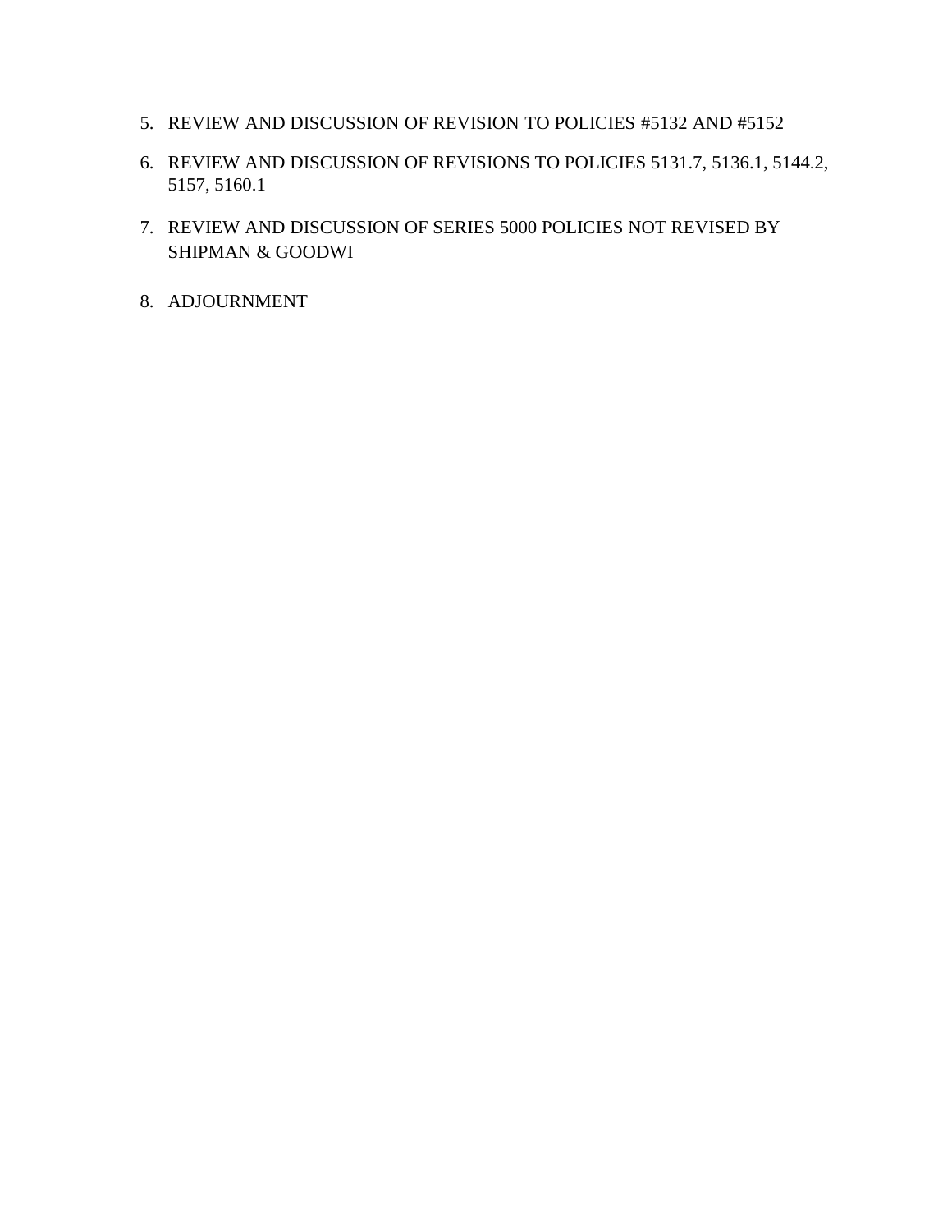5. REVIEW AND DISCUSSION OF REVISION TO POLICIES #5132 AND #5152

6. REVIEW AND DISCUSSION OF REVISIONS TO POLICIES 5131.7, 5136.1, 5144.2, 5157, 5160.1

7. REVIEW AND DISCUSSION OF SERIES 5000 POLICIES NOT REVISED BY SHIPMAN & GOODWI

8. ADJOURNMENT